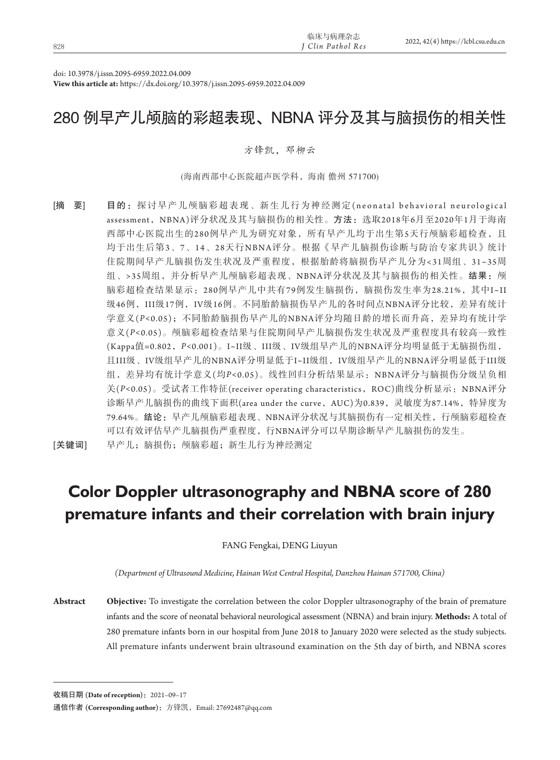doi: 10.3978/j.issn.2095-6959.2022.04.009

**View this article at:** https://dx.doi.org/10.3978/j.issn.2095-6959.2022.04.009

# 280 例早产儿颅脑的彩超表现、NBNA 评分及其与脑损伤的相关性

方锋凯，邓柳云

(海南西部中心医院超声医学科，海南 儋州 571700)

[摘　要]　**目的：**探讨早产儿颅脑彩超表现、新生儿行为神经测定(neonatal behavioral neurological assessment，NBNA)评分状况及其与脑损伤的相关性。**方法：**选取2018年6月至2020年1月于海南西部中心医院出生的280例早产儿为研究对象，所有早产儿均于出生第5天行颅脑彩超检查，且均于出生后第3、7、14、28天行NBNA评分。根据《早产儿脑损伤诊断与防治专家共识》统计住院期间早产儿脑损伤发生状况及严重程度，根据胎龄将脑损伤早产儿分为<31周组、31~35周组、>35周组，并分析早产儿颅脑彩超表现、NBNA评分状况及其与脑损伤的相关性。**结果：**颅脑彩超检查结果显示：280例早产儿中共有79例发生脑损伤，脑损伤发生率为28.21%，其中I~II级46例，III级17例，IV级16例。不同胎龄脑损伤早产儿的各时间点NBNA评分比较，差异有统计学意义($P$<0.05)；不同胎龄脑损伤早产儿的NBNA评分均随日龄的增长而升高，差异均有统计学意义($P$<0.05)。颅脑彩超检查结果与住院期间早产儿脑损伤发生状况及严重程度具有较高一致性(Kappa值=0.802，$P$<0.001)。I~II级、III级、IV级组早产儿的NBNA评分均明显低于无脑损伤组，且III级、IV级组早产儿的NBNA评分明显低于I~II级组，IV级组早产儿的NBNA评分明显低于III级组，差异均有统计学意义(均$P$<0.05)。线性回归分析结果显示：NBNA评分与脑损伤分级呈负相关($P$<0.05)。受试者工作特征(receiver operating characteristics，ROC)曲线分析显示：NBNA评分诊断早产儿脑损伤的曲线下面积(area under the curve，AUC)为0.839，灵敏度为87.14%，特异度为79.64%。**结论：**早产儿颅脑彩超表现、NBNA评分状况与其脑损伤有一定相关性，行颅脑彩超检查可以有效评估早产儿脑损伤严重程度，行NBNA评分可以早期诊断早产儿脑损伤的发生。

[关键词]　早产儿；脑损伤；颅脑彩超；新生儿行为神经测定

# Color Doppler ultrasonography and NBNA score of 280 premature infants and their correlation with brain injury

FANG Fengkai, DENG Liuyun

*(Department of Ultrasound Medicine, Hainan West Central Hospital, Danzhou Hainan 571700, China)*

**Abstract**　**Objective:** To investigate the correlation between the color Doppler ultrasonography of the brain of premature infants and the score of neonatal behavioral neurological assessment (NBNA) and brain injury. **Methods:** A total of 280 premature infants born in our hospital from June 2018 to January 2020 were selected as the study subjects. All premature infants underwent brain ultrasound examination on the 5th day of birth, and NBNA scores

---

收稿日期 (Date of reception)：2021–09–17

通信作者 (Corresponding author)：方锋凯，Email: 27692487@qq.com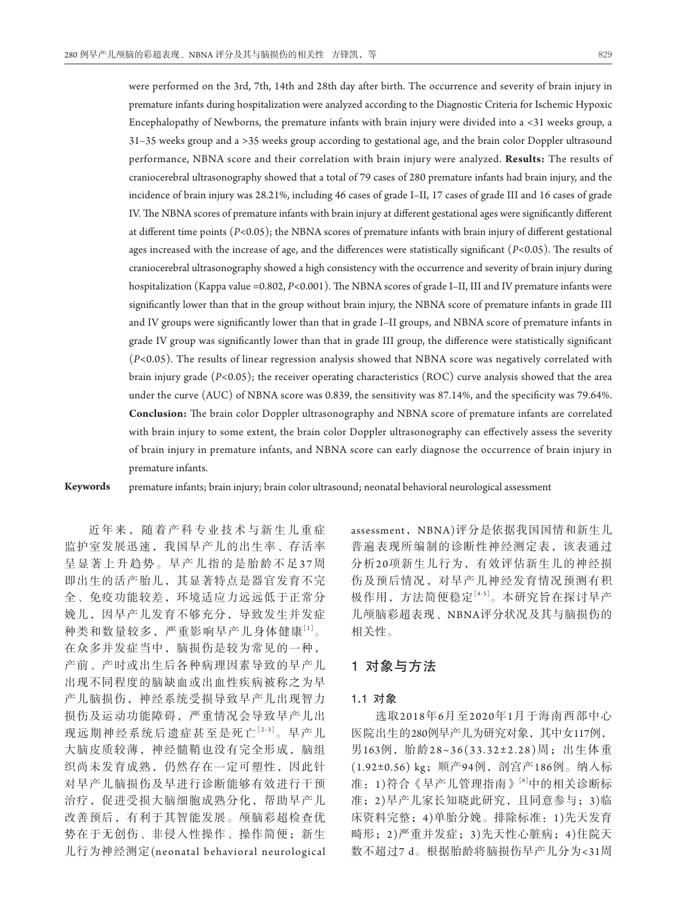were performed on the 3rd, 7th, 14th and 28th day after birth. The occurrence and severity of brain injury in premature infants during hospitalization were analyzed according to the Diagnostic Criteria for Ischemic Hypoxic Encephalopathy of Newborns, the premature infants with brain injury were divided into a <31 weeks group, a 31–35 weeks group and a >35 weeks group according to gestational age, and the brain color Doppler ultrasound performance, NBNA score and their correlation with brain injury were analyzed. **Results:** The results of craniocerebral ultrasonography showed that a total of 79 cases of 280 premature infants had brain injury, and the incidence of brain injury was 28.21%, including 46 cases of grade I–II, 17 cases of grade III and 16 cases of grade IV. The NBNA scores of premature infants with brain injury at different gestational ages were significantly different at different time points ($P$<0.05); the NBNA scores of premature infants with brain injury of different gestational ages increased with the increase of age, and the differences were statistically significant ($P$<0.05). The results of craniocerebral ultrasonography showed a high consistency with the occurrence and severity of brain injury during hospitalization (Kappa value =0.802, $P$<0.001). The NBNA scores of grade I–II, III and IV premature infants were significantly lower than that in the group without brain injury, the NBNA score of premature infants in grade III and IV groups were significantly lower than that in grade I–II groups, and NBNA score of premature infants in grade IV group was significantly lower than that in grade III group, the difference were statistically significant ($P$<0.05). The results of linear regression analysis showed that NBNA score was negatively correlated with brain injury grade ($P$<0.05); the receiver operating characteristics (ROC) curve analysis showed that the area under the curve (AUC) of NBNA score was 0.839, the sensitivity was 87.14%, and the specificity was 79.64%. **Conclusion:** The brain color Doppler ultrasonography and NBNA score of premature infants are correlated with brain injury to some extent, the brain color Doppler ultrasonography can effectively assess the severity of brain injury in premature infants, and NBNA score can early diagnose the occurrence of brain injury in premature infants.

**Keywords** premature infants; brain injury; brain color ultrasound; neonatal behavioral neurological assessment

近年来，随着产科专业技术与新生儿重症监护室发展迅速，我国早产儿的出生率、存活率呈显著上升趋势。早产儿指的是胎龄不足37周即出生的活产胎儿，其显著特点是器官发育不完全、免疫功能较差，环境适应力远远低于正常分娩儿，因早产儿发育不够充分，导致发生并发症种类和数量较多，严重影响早产儿身体健康[1]。在众多并发症当中，脑损伤是较为常见的一种，产前、产时或出生后各种病理因素导致的早产儿出现不同程度的脑缺血或出血性疾病被称之为早产儿脑损伤，神经系统受损导致早产儿出现智力损伤及运动功能障碍，严重情况会导致早产儿出现远期神经系统后遗症甚至是死亡[2-3]。早产儿大脑皮质较薄，神经髓鞘也没有完全形成，脑组织尚未发育成熟，仍然存在一定可塑性，因此针对早产儿脑损伤及早进行诊断能够有效进行干预治疗，促进受损大脑细胞成熟分化，帮助早产儿改善预后，有利于其智能发展。颅脑彩超检查优势在于无创伤、非侵入性操作、操作简便；新生儿行为神经测定(neonatal behavioral neurological assessment，NBNA)评分是依据我国国情和新生儿普遍表现所编制的诊断性神经测定表，该表通过分析20项新生儿行为，有效评估新生儿的神经损伤及预后情况，对早产儿神经发育情况预测有积极作用，方法简便稳定[4-5]。本研究旨在探讨早产儿颅脑彩超表现、NBNA评分状况及其与脑损伤的相关性。

## 1 对象与方法

### 1.1 对象

选取2018年6月至2020年1月于海南西部中心医院出生的280例早产儿为研究对象，其中女117例，男163例，胎龄28~36(33.32±2.28)周；出生体重(1.92±0.56) kg；顺产94例，剖宫产186例。纳入标准：1)符合《早产儿管理指南》[6]中的相关诊断标准；2)早产儿家长知晓此研究，且同意参与；3)临床资料完整；4)单胎分娩。排除标准：1)先天发育畸形；2)严重并发症；3)先天性心脏病；4)住院天数不超过7 d。根据胎龄将脑损伤早产儿分为<31周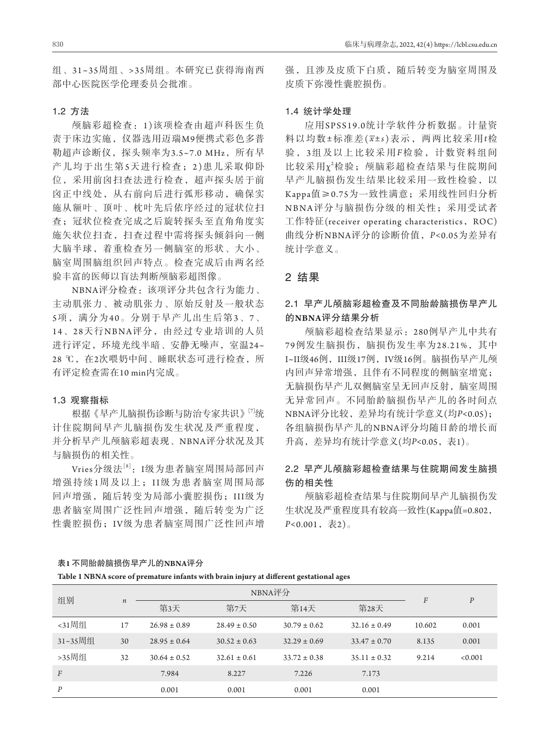组、31~35周组、>35周组。本研究已获得海南西部中心医院医学伦理委员会批准。

### 1.2 方法

颅脑彩超检查：1)该项检查由超声科医生负责于床边实施，仪器选用迈瑞M9便携式彩色多普勒超声诊断仪，探头频率为3.5~7.0 MHz，所有早产儿均于出生第5天进行检查；2)患儿采取仰卧位，采用前囟扫查法进行检查，超声探头居于前囟正中线处，从右前向后进行弧形移动，确保实施从额叶、顶叶、枕叶先后依序经过的冠状位扫查；冠状位检查完成之后旋转探头至直角角度实施矢状位扫查，扫查过程中需将探头倾斜向一侧大脑半球，着重检查另一侧脑室的形状、大小、脑室周围脑组织回声特点。检查完成后由两名经验丰富的医师以盲法判断颅脑彩超图像。

NBNA评分检查：该项评分共包含行为能力、主动肌张力、被动肌张力、原始反射及一般状态5项，满分为40。分别于早产儿出生后第3、7、14、28天行NBNA评分，由经过专业培训的人员进行评定，环境光线半暗、安静无噪声，室温24~28 ℃，在2次喂奶中间、睡眠状态可进行检查，所有评定检查需在10 min内完成。

### 1.3 观察指标

根据《早产儿脑损伤诊断与防治专家共识》[7]统计住院期间早产儿脑损伤发生状况及严重程度，并分析早产儿颅脑彩超表现、NBNA评分状况及其与脑损伤的相关性。

Vries分级法[8]：I级为患者脑室周围局部回声增强持续1周及以上；II级为患者脑室周围局部回声增强，随后转变为局部小囊腔损伤；III级为患者脑室周围广泛性回声增强，随后转变为广泛性囊腔损伤；IV级为患者脑室周围广泛性回声增强，且涉及皮质下白质，随后转变为脑室周围及皮质下弥漫性囊腔损伤。

### 1.4 统计学处理

应用SPSS19.0统计学软件分析数据。计量资料以均数±标准差($\bar{x}\pm s$)表示，两两比较采用$t$检验，3组及以上比较采用$F$检验，计数资料组间比较采用$\chi^2$检验；颅脑彩超检查结果与住院期间早产儿脑损伤发生结果比较采用一致性检验，以Kappa值≥0.75为一致性满意；采用线性回归分析NBNA评分与脑损伤分级的相关性；采用受试者工作特征(receiver operating characteristics，ROC)曲线分析NBNA评分的诊断价值，$P$<0.05为差异有统计学意义。

## 2 结果

### 2.1 早产儿颅脑彩超检查及不同胎龄脑损伤早产儿的NBNA评分结果分析

颅脑彩超检查结果显示：280例早产儿中共有79例发生脑损伤，脑损伤发生率为28.21%，其中I~II级46例，III级17例，IV级16例。脑损伤早产儿颅内回声异常增强，且伴有不同程度的侧脑室增宽；无脑损伤早产儿双侧脑室呈无回声反射，脑室周围无异常回声。不同胎龄脑损伤早产儿的各时间点NBNA评分比较，差异均有统计学意义(均$P$<0.05)；各组脑损伤早产儿的NBNA评分均随日龄的增长而升高，差异均有统计学意义(均$P$<0.05，表1)。

### 2.2 早产儿颅脑彩超检查结果与住院期间发生脑损伤的相关性

颅脑彩超检查结果与住院期间早产儿脑损伤发生状况及严重程度具有较高一致性(Kappa值=0.802，$P$<0.001，表2)。

**表1 不同胎龄脑损伤早产儿的NBNA评分**

**Table 1 NBNA score of premature infants with brain injury at different gestational ages**

| 组别 | $n$ | NBNA评分 | | | | $F$ | $P$ |
|---|---|---|---|---|---|---|---|
| | | 第3天 | 第7天 | 第14天 | 第28天 | | |
| <31周组 | 17 | 26.98 ± 0.89 | 28.49 ± 0.50 | 30.79 ± 0.62 | 32.16 ± 0.49 | 10.602 | 0.001 |
| 31~35周组 | 30 | 28.95 ± 0.64 | 30.52 ± 0.63 | 32.29 ± 0.69 | 33.47 ± 0.70 | 8.135 | 0.001 |
| >35周组 | 32 | 30.64 ± 0.52 | 32.61 ± 0.61 | 33.72 ± 0.38 | 35.11 ± 0.32 | 9.214 | <0.001 |
| $F$ | | 7.984 | 8.227 | 7.226 | 7.173 | | |
| $P$ | | 0.001 | 0.001 | 0.001 | 0.001 | | |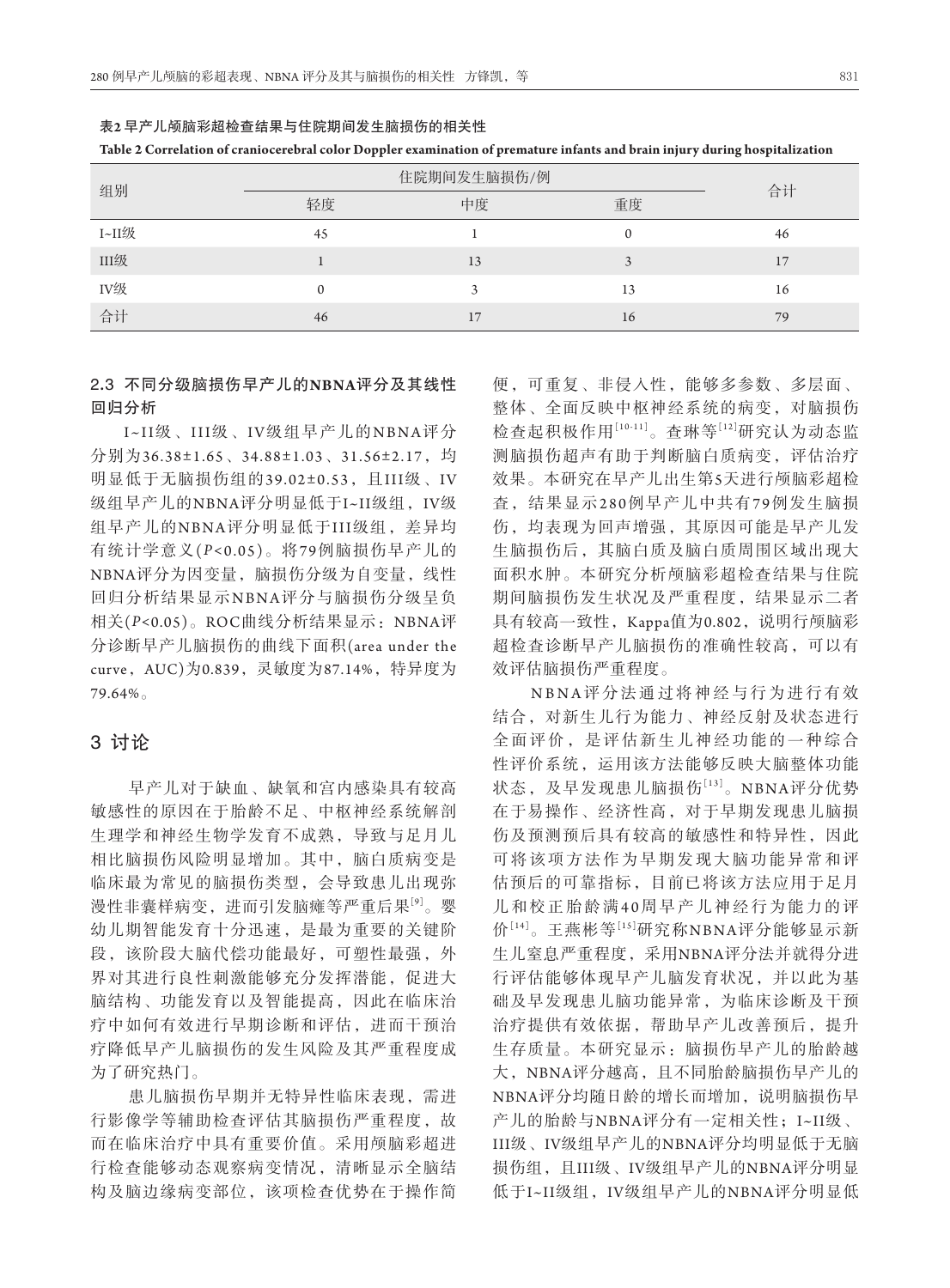**表2 早产儿颅脑彩超检查结果与住院期间发生脑损伤的相关性**

**Table 2 Correlation of craniocerebral color Doppler examination of premature infants and brain injury during hospitalization**

| 组别 | 住院期间发生脑损伤/例 | | | 合计 |
|---|---|---|---|---|
| | 轻度 | 中度 | 重度 | |
| I~II级 | 45 | 1 | 0 | 46 |
| III级 | 1 | 13 | 3 | 17 |
| IV级 | 0 | 3 | 13 | 16 |
| 合计 | 46 | 17 | 16 | 79 |

### 2.3 不同分级脑损伤早产儿的NBNA评分及其线性回归分析

I~II级、III级、IV级组早产儿的NBNA评分分别为36.38±1.65、34.88±1.03、31.56±2.17，均明显低于无脑损伤组的39.02±0.53，且III级、IV级组早产儿的NBNA评分明显低于I~II级组，IV级组早产儿的NBNA评分明显低于III级组，差异均有统计学意义($P$<0.05)。将79例脑损伤早产儿的NBNA评分为因变量，脑损伤分级为自变量，线性回归分析结果显示NBNA评分与脑损伤分级呈负相关($P$<0.05)。ROC曲线分析结果显示：NBNA评分诊断早产儿脑损伤的曲线下面积(area under the curve，AUC)为0.839，灵敏度为87.14%，特异度为79.64%。

## 3 讨论

早产儿对于缺血、缺氧和宫内感染具有较高敏感性的原因在于胎龄不足、中枢神经系统解剖生理学和神经生物学发育不成熟，导致与足月儿相比脑损伤风险明显增加。其中，脑白质病变是临床最为常见的脑损伤类型，会导致患儿出现弥漫性非囊样病变，进而引发脑瘫等严重后果[9]。婴幼儿期智能发育十分迅速，是最为重要的关键阶段，该阶段大脑代偿功能最好，可塑性最强，外界对其进行良性刺激能够充分发挥潜能，促进大脑结构、功能发育以及智能提高，因此在临床治疗中如何有效进行早期诊断和评估，进而干预治疗降低早产儿脑损伤的发生风险及其严重程度成为了研究热门。

患儿脑损伤早期并无特异性临床表现，需进行影像学等辅助检查评估其脑损伤严重程度，故而在临床治疗中具有重要价值。采用颅脑彩超进行检查能够动态观察病变情况，清晰显示全脑结构及脑边缘病变部位，该项检查优势在于操作简便，可重复、非侵入性，能够多参数、多层面、整体、全面反映中枢神经系统的病变，对脑损伤检查起积极作用[10-11]。查琳等[12]研究认为动态监测脑损伤超声有助于判断脑白质病变，评估治疗效果。本研究在早产儿出生第5天进行颅脑彩超检查，结果显示280例早产儿中共有79例发生脑损伤，均表现为回声增强，其原因可能是早产儿发生脑损伤后，其脑白质及脑白质周围区域出现大面积水肿。本研究分析颅脑彩超检查结果与住院期间脑损伤发生状况及严重程度，结果显示二者具有较高一致性，Kappa值为0.802，说明行颅脑彩超检查诊断早产儿脑损伤的准确性较高，可以有效评估脑损伤严重程度。

NBNA评分法通过将神经与行为进行有效结合，对新生儿行为能力、神经反射及状态进行全面评价，是评估新生儿神经功能的一种综合性评价系统，运用该方法能够反映大脑整体功能状态，及早发现患儿脑损伤[13]。NBNA评分优势在于易操作、经济性高，对于早期发现患儿脑损伤及预测预后具有较高的敏感性和特异性，因此可将该项方法作为早期发现大脑功能异常和评估预后的可靠指标，目前已将该方法应用于足月儿和校正胎龄满40周早产儿神经行为能力的评价[14]。王燕彬等[15]研究称NBNA评分能够显示新生儿窒息严重程度，采用NBNA评分法并就得分进行评估能够体现早产儿脑发育状况，并以此为基础及早发现患儿脑功能异常，为临床诊断及干预治疗提供有效依据，帮助早产儿改善预后，提升生存质量。本研究显示：脑损伤早产儿的胎龄越大，NBNA评分越高，且不同胎龄脑损伤早产儿的NBNA评分均随日龄的增长而增加，说明脑损伤早产儿的胎龄与NBNA评分有一定相关性；I~II级、III级、IV级组早产儿的NBNA评分均明显低于无脑损伤组，且III级、IV级组早产儿的NBNA评分明显低于I~II级组，IV级组早产儿的NBNA评分明显低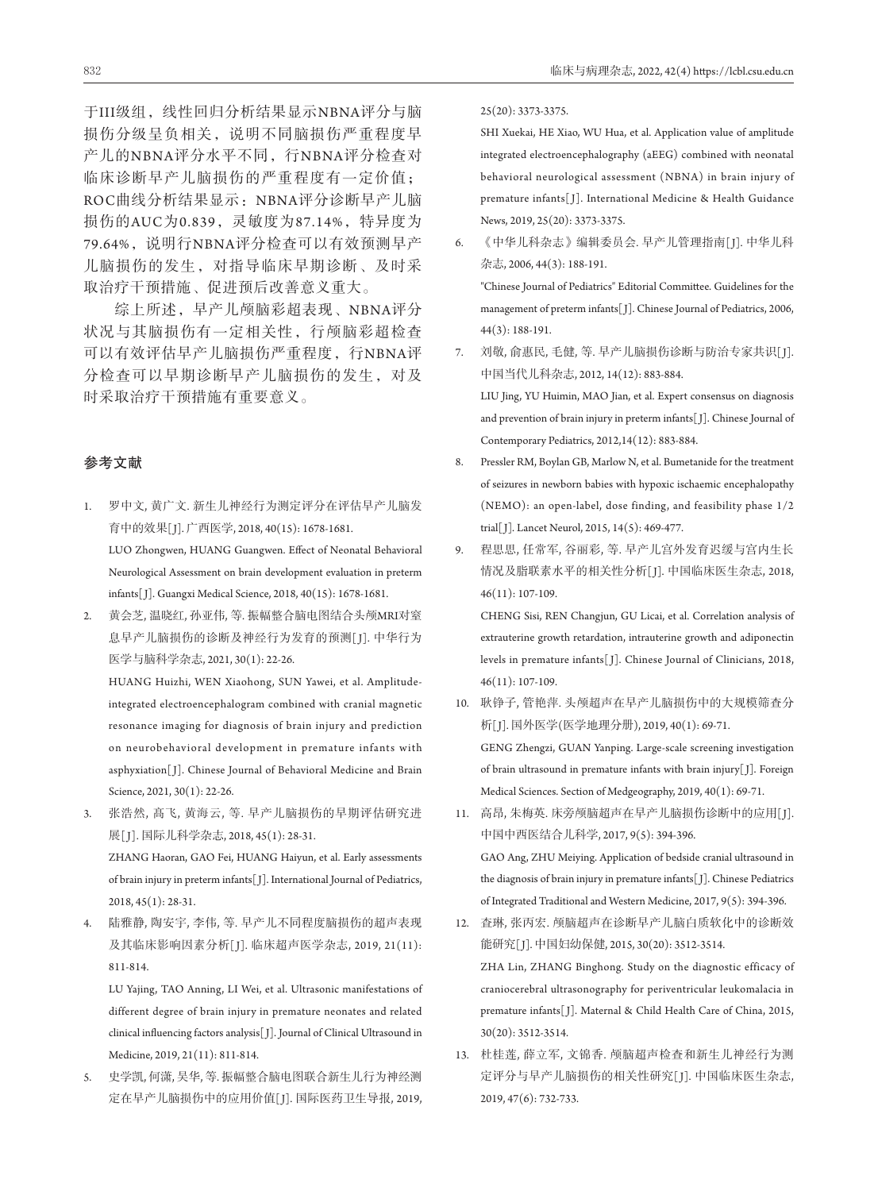于III级组，线性回归分析结果显示NBNA评分与脑损伤分级呈负相关，说明不同脑损伤严重程度早产儿的NBNA评分水平不同，行NBNA评分检查对临床诊断早产儿脑损伤的严重程度有一定价值；ROC曲线分析结果显示：NBNA评分诊断早产儿脑损伤的AUC为0.839，灵敏度为87.14%，特异度为79.64%，说明行NBNA评分检查可以有效预测早产儿脑损伤的发生，对指导临床早期诊断、及时采取治疗干预措施、促进预后改善意义重大。

综上所述，早产儿颅脑彩超表现、NBNA评分状况与其脑损伤有一定相关性，行颅脑彩超检查可以有效评估早产儿脑损伤严重程度，行NBNA评分检查可以早期诊断早产儿脑损伤的发生，对及时采取治疗干预措施有重要意义。

## 参考文献

1. 罗中文, 黄广文. 新生儿神经行为测定评分在评估早产儿脑发育中的效果[J]. 广西医学, 2018, 40(15): 1678-1681.
   LUO Zhongwen, HUANG Guangwen. Effect of Neonatal Behavioral Neurological Assessment on brain development evaluation in preterm infants[J]. Guangxi Medical Science, 2018, 40(15): 1678-1681.
2. 黄会芝, 温晓红, 孙亚伟, 等. 振幅整合脑电图结合头颅MRI对窒息早产儿脑损伤的诊断及神经行为发育的预测[J]. 中华行为医学与脑科学杂志, 2021, 30(1): 22-26.
   HUANG Huizhi, WEN Xiaohong, SUN Yawei, et al. Amplitude-integrated electroencephalogram combined with cranial magnetic resonance imaging for diagnosis of brain injury and prediction on neurobehavioral development in premature infants with asphyxiation[J]. Chinese Journal of Behavioral Medicine and Brain Science, 2021, 30(1): 22-26.
3. 张浩然, 高飞, 黄海云, 等. 早产儿脑损伤的早期评估研究进展[J]. 国际儿科学杂志, 2018, 45(1): 28-31.
   ZHANG Haoran, GAO Fei, HUANG Haiyun, et al. Early assessments of brain injury in preterm infants[J]. International Journal of Pediatrics, 2018, 45(1): 28-31.
4. 陆雅静, 陶安宇, 李伟, 等. 早产儿不同程度脑损伤的超声表现及其临床影响因素分析[J]. 临床超声医学杂志, 2019, 21(11): 811-814.
   LU Yajing, TAO Anning, LI Wei, et al. Ultrasonic manifestations of different degree of brain injury in premature neonates and related clinical influencing factors analysis[J]. Journal of Clinical Ultrasound in Medicine, 2019, 21(11): 811-814.
5. 史学凯, 何潇, 吴华, 等. 振幅整合脑电图联合新生儿行为神经测定在早产儿脑损伤中的应用价值[J]. 国际医药卫生导报, 2019, 25(20): 3373-3375.
   SHI Xuekai, HE Xiao, WU Hua, et al. Application value of amplitude integrated electroencephalography (aEEG) combined with neonatal behavioral neurological assessment (NBNA) in brain injury of premature infants[J]. International Medicine & Health Guidance News, 2019, 25(20): 3373-3375.
6. 《中华儿科杂志》编辑委员会. 早产儿管理指南[J]. 中华儿科杂志, 2006, 44(3): 188-191.
   "Chinese Journal of Pediatrics" Editorial Committee. Guidelines for the management of preterm infants[J]. Chinese Journal of Pediatrics, 2006, 44(3): 188-191.
7. 刘敬, 俞惠民, 毛健, 等. 早产儿脑损伤诊断与防治专家共识[J]. 中国当代儿科杂志, 2012, 14(12): 883-884.
   LIU Jing, YU Huimin, MAO Jian, et al. Expert consensus on diagnosis and prevention of brain injury in preterm infants[J]. Chinese Journal of Contemporary Pediatrics, 2012,14(12): 883-884.
8. Pressler RM, Boylan GB, Marlow N, et al. Bumetanide for the treatment of seizures in newborn babies with hypoxic ischaemic encephalopathy (NEMO): an open-label, dose finding, and feasibility phase 1/2 trial[J]. Lancet Neurol, 2015, 14(5): 469-477.
9. 程思思, 任常军, 谷丽彩, 等. 早产儿宫外发育迟缓与宫内生长情况及脂联素水平的相关性分析[J]. 中国临床医生杂志, 2018, 46(11): 107-109.
   CHENG Sisi, REN Changjun, GU Licai, et al. Correlation analysis of extrauterine growth retardation, intrauterine growth and adiponectin levels in premature infants[J]. Chinese Journal of Clinicians, 2018, 46(11): 107-109.
10. 耿铮子, 管艳萍. 头颅超声在早产儿脑损伤中的大规模筛查分析[J]. 国外医学(医学地理分册), 2019, 40(1): 69-71.
    GENG Zhengzi, GUAN Yanping. Large-scale screening investigation of brain ultrasound in premature infants with brain injury[J]. Foreign Medical Sciences. Section of Medgeography, 2019, 40(1): 69-71.
11. 高昂, 朱梅英. 床旁颅脑超声在早产儿脑损伤诊断中的应用[J]. 中国中西医结合儿科学, 2017, 9(5): 394-396.
    GAO Ang, ZHU Meiying. Application of bedside cranial ultrasound in the diagnosis of brain injury in premature infants[J]. Chinese Pediatrics of Integrated Traditional and Western Medicine, 2017, 9(5): 394-396.
12. 查琳, 张丙宏. 颅脑超声在诊断早产儿脑白质软化中的诊断效能研究[J]. 中国妇幼保健, 2015, 30(20): 3512-3514.
    ZHA Lin, ZHANG Binghong. Study on the diagnostic efficacy of craniocerebral ultrasonography for periventricular leukomalacia in premature infants[J]. Maternal & Child Health Care of China, 2015, 30(20): 3512-3514.
13. 杜桂莲, 薛立军, 文锦香. 颅脑超声检查和新生儿神经行为测定评分与早产儿脑损伤的相关性研究[J]. 中国临床医生杂志, 2019, 47(6): 732-733.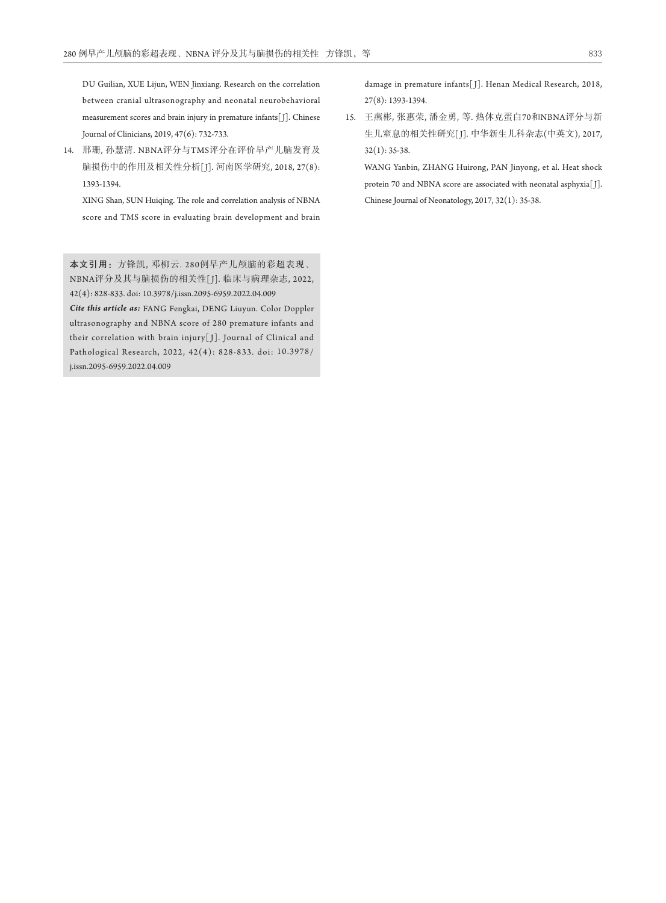DU Guilian, XUE Lijun, WEN Jinxiang. Research on the correlation between cranial ultrasonography and neonatal neurobehavioral measurement scores and brain injury in premature infants[J]. Chinese Journal of Clinicians, 2019, 47(6): 732-733.

14. 邢珊, 孙慧清. NBNA评分与TMS评分在评价早产儿脑发育及脑损伤中的作用及相关性分析[J]. 河南医学研究, 2018, 27(8): 1393-1394.

    XING Shan, SUN Huiqing. The role and correlation analysis of NBNA score and TMS score in evaluating brain development and brain damage in premature infants[J]. Henan Medical Research, 2018, 27(8): 1393-1394.

15. 王燕彬, 张惠荣, 潘金勇, 等. 热休克蛋白70和NBNA评分与新生儿窒息的相关性研究[J]. 中华新生儿科杂志(中英文), 2017, 32(1): 35-38.

    WANG Yanbin, ZHANG Huirong, PAN Jinyong, et al. Heat shock protein 70 and NBNA score are associated with neonatal asphyxia[J]. Chinese Journal of Neonatology, 2017, 32(1): 35-38.

**本文引用：** 方锋凯, 邓柳云. 280例早产儿颅脑的彩超表现、NBNA评分及其与脑损伤的相关性[J]. 临床与病理杂志, 2022, 42(4): 828-833. doi: 10.3978/j.issn.2095-6959.2022.04.009

***Cite this article as:*** FANG Fengkai, DENG Liuyun. Color Doppler ultrasonography and NBNA score of 280 premature infants and their correlation with brain injury[J]. Journal of Clinical and Pathological Research, 2022, 42(4): 828-833. doi: 10.3978/j.issn.2095-6959.2022.04.009